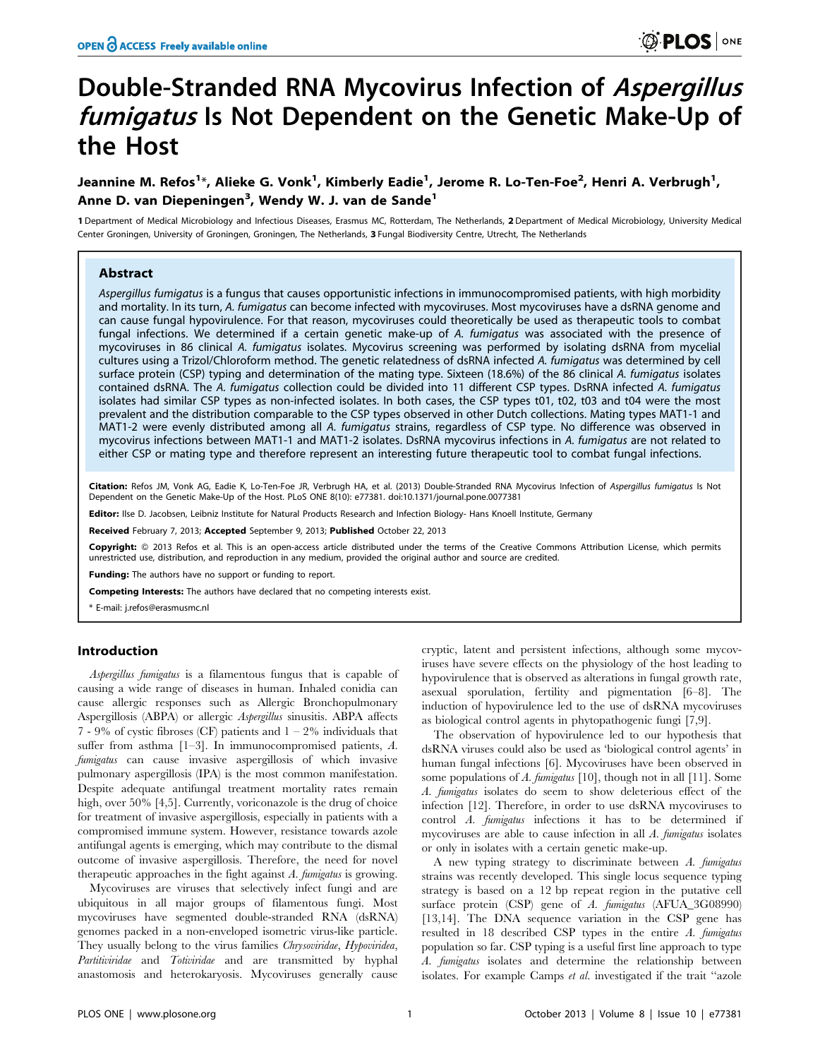# Double-Stranded RNA Mycovirus Infection of *Aspergillus fumigatus* Is Not Dependent on the Genetic Make-Up of the Host

**Jeannine M. Refos[1]*, Alieke G. Vonk[1], Kimberly Eadie[1], Jerome R. Lo-Ten-Foe[2], Henri A. Verbrugh[1], Anne D. van Diepeningen[3], Wendy W. J. van de Sande[1]**

1 Department of Medical Microbiology and Infectious Diseases, Erasmus MC, Rotterdam, The Netherlands, 2 Department of Medical Microbiology, University Medical Center Groningen, University of Groningen, Groningen, The Netherlands, 3 Fungal Biodiversity Centre, Utrecht, The Netherlands

## Abstract

*Aspergillus fumigatus* is a fungus that causes opportunistic infections in immunocompromised patients, with high morbidity and mortality. In its turn, *A. fumigatus* can become infected with mycoviruses. Most mycoviruses have a dsRNA genome and can cause fungal hypovirulence. For that reason, mycoviruses could theoretically be used as therapeutic tools to combat fungal infections. We determined if a certain genetic make-up of *A. fumigatus* was associated with the presence of mycoviruses in 86 clinical *A. fumigatus* isolates. Mycovirus screening was performed by isolating dsRNA from mycelial cultures using a Trizol/Chloroform method. The genetic relatedness of dsRNA infected *A. fumigatus* was determined by cell surface protein (CSP) typing and determination of the mating type. Sixteen (18.6%) of the 86 clinical *A. fumigatus* isolates contained dsRNA. The *A. fumigatus* collection could be divided into 11 different CSP types. DsRNA infected *A. fumigatus* isolates had similar CSP types as non-infected isolates. In both cases, the CSP types t01, t02, t03 and t04 were the most prevalent and the distribution comparable to the CSP types observed in other Dutch collections. Mating types MAT1-1 and MAT1-2 were evenly distributed among all *A. fumigatus* strains, regardless of CSP type. No difference was observed in mycovirus infections between MAT1-1 and MAT1-2 isolates. DsRNA mycovirus infections in *A. fumigatus* are not related to either CSP or mating type and therefore represent an interesting future therapeutic tool to combat fungal infections.

**Citation:** Refos JM, Vonk AG, Eadie K, Lo-Ten-Foe JR, Verbrugh HA, et al. (2013) Double-Stranded RNA Mycovirus Infection of *Aspergillus fumigatus* Is Not Dependent on the Genetic Make-Up of the Host. PLoS ONE 8(10): e77381. doi:10.1371/journal.pone.0077381

**Editor:** Ilse D. Jacobsen, Leibniz Institute for Natural Products Research and Infection Biology- Hans Knoell Institute, Germany

**Received** February 7, 2013; **Accepted** September 9, 2013; **Published** October 22, 2013

**Copyright:** © 2013 Refos et al. This is an open-access article distributed under the terms of the Creative Commons Attribution License, which permits unrestricted use, distribution, and reproduction in any medium, provided the original author and source are credited.

**Funding:** The authors have no support or funding to report.

**Competing Interests:** The authors have declared that no competing interests exist.

\* E-mail: j.refos@erasmusmc.nl

## Introduction

*Aspergillus fumigatus* is a filamentous fungus that is capable of causing a wide range of diseases in human. Inhaled conidia can cause allergic responses such as Allergic Bronchopulmonary Aspergillosis (ABPA) or allergic *Aspergillus* sinusitis. ABPA affects 7 - 9% of cystic fibroses (CF) patients and 1 – 2% individuals that suffer from asthma [1–3]. In immunocompromised patients, *A. fumigatus* can cause invasive aspergillosis of which invasive pulmonary aspergillosis (IPA) is the most common manifestation. Despite adequate antifungal treatment mortality rates remain high, over 50% [4,5]. Currently, voriconazole is the drug of choice for treatment of invasive aspergillosis, especially in patients with a compromised immune system. However, resistance towards azole antifungal agents is emerging, which may contribute to the dismal outcome of invasive aspergillosis. Therefore, the need for novel therapeutic approaches in the fight against *A. fumigatus* is growing.

Mycoviruses are viruses that selectively infect fungi and are ubiquitous in all major groups of filamentous fungi. Most mycoviruses have segmented double-stranded RNA (dsRNA) genomes packed in a non-enveloped isometric virus-like particle. They usually belong to the virus families *Chrysoviridae*, *Hypoviridea*, *Partitiviridae* and *Totiviridae* and are transmitted by hyphal anastomosis and heterokaryosis. Mycoviruses generally cause cryptic, latent and persistent infections, although some mycoviruses have severe effects on the physiology of the host leading to hypovirulence that is observed as alterations in fungal growth rate, asexual sporulation, fertility and pigmentation [6–8]. The induction of hypovirulence led to the use of dsRNA mycoviruses as biological control agents in phytopathogenic fungi [7,9].

The observation of hypovirulence led to our hypothesis that dsRNA viruses could also be used as 'biological control agents' in human fungal infections [6]. Mycoviruses have been observed in some populations of *A. fumigatus* [10], though not in all [11]. Some *A. fumigatus* isolates do seem to show deleterious effect of the infection [12]. Therefore, in order to use dsRNA mycoviruses to control *A. fumigatus* infections it has to be determined if mycoviruses are able to cause infection in all *A. fumigatus* isolates or only in isolates with a certain genetic make-up.

A new typing strategy to discriminate between *A. fumigatus* strains was recently developed. This single locus sequence typing strategy is based on a 12 bp repeat region in the putative cell surface protein (CSP) gene of *A. fumigatus* (AFUA_3G08990) [13,14]. The DNA sequence variation in the CSP gene has resulted in 18 described CSP types in the entire *A. fumigatus* population so far. CSP typing is a useful first line approach to type *A. fumigatus* isolates and determine the relationship between isolates. For example Camps *et al.* investigated if the trait "azole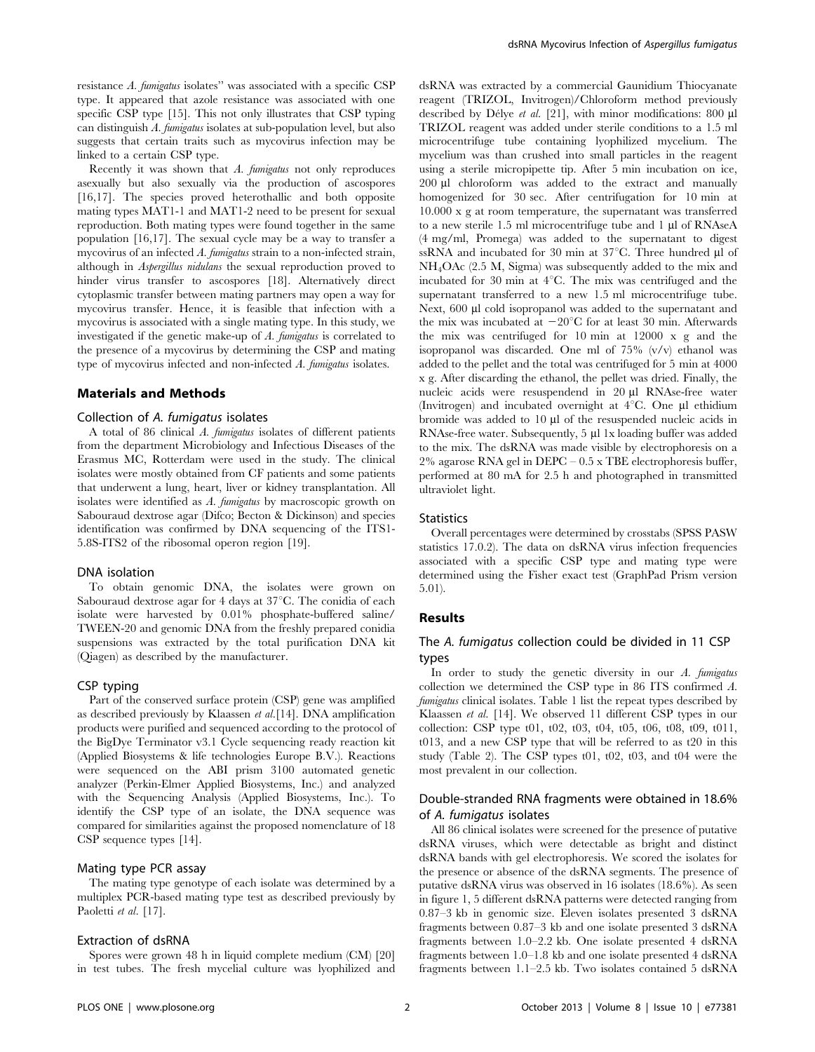resistance *A. fumigatus* isolates'' was associated with a specific CSP type. It appeared that azole resistance was associated with one specific CSP type [15]. This not only illustrates that CSP typing can distinguish *A. fumigatus* isolates at sub-population level, but also suggests that certain traits such as mycovirus infection may be linked to a certain CSP type.

Recently it was shown that *A. fumigatus* not only reproduces asexually but also sexually via the production of ascospores [16,17]. The species proved heterothallic and both opposite mating types MAT1-1 and MAT1-2 need to be present for sexual reproduction. Both mating types were found together in the same population [16,17]. The sexual cycle may be a way to transfer a mycovirus of an infected *A. fumigatus* strain to a non-infected strain, although in *Aspergillus nidulans* the sexual reproduction proved to hinder virus transfer to ascospores [18]. Alternatively direct cytoplasmic transfer between mating partners may open a way for mycovirus transfer. Hence, it is feasible that infection with a mycovirus is associated with a single mating type. In this study, we investigated if the genetic make-up of *A. fumigatus* is correlated to the presence of a mycovirus by determining the CSP and mating type of mycovirus infected and non-infected *A. fumigatus* isolates.

## Materials and Methods

### Collection of *A. fumigatus* isolates

A total of 86 clinical *A. fumigatus* isolates of different patients from the department Microbiology and Infectious Diseases of the Erasmus MC, Rotterdam were used in the study. The clinical isolates were mostly obtained from CF patients and some patients that underwent a lung, heart, liver or kidney transplantation. All isolates were identified as *A. fumigatus* by macroscopic growth on Sabouraud dextrose agar (Difco; Becton & Dickinson) and species identification was confirmed by DNA sequencing of the ITS1-5.8S-ITS2 of the ribosomal operon region [19].

### DNA isolation

To obtain genomic DNA, the isolates were grown on Sabouraud dextrose agar for 4 days at 37°C. The conidia of each isolate were harvested by 0.01% phosphate-buffered saline/TWEEN-20 and genomic DNA from the freshly prepared conidia suspensions was extracted by the total purification DNA kit (Qiagen) as described by the manufacturer.

### CSP typing

Part of the conserved surface protein (CSP) gene was amplified as described previously by Klaassen *et al.*[14]. DNA amplification products were purified and sequenced according to the protocol of the BigDye Terminator v3.1 Cycle sequencing ready reaction kit (Applied Biosystems & life technologies Europe B.V.). Reactions were sequenced on the ABI prism 3100 automated genetic analyzer (Perkin-Elmer Applied Biosystems, Inc.) and analyzed with the Sequencing Analysis (Applied Biosystems, Inc.). To identify the CSP type of an isolate, the DNA sequence was compared for similarities against the proposed nomenclature of 18 CSP sequence types [14].

### Mating type PCR assay

The mating type genotype of each isolate was determined by a multiplex PCR-based mating type test as described previously by Paoletti *et al.* [17].

### Extraction of dsRNA

Spores were grown 48 h in liquid complete medium (CM) [20] in test tubes. The fresh mycelial culture was lyophilized and dsRNA was extracted by a commercial Gaunidium Thiocyanate reagent (TRIZOL, Invitrogen)/Chloroform method previously described by Délye *et al.* [21], with minor modifications: 800 µl TRIZOL reagent was added under sterile conditions to a 1.5 ml microcentrifuge tube containing lyophilized mycelium. The mycelium was than crushed into small particles in the reagent using a sterile micropipette tip. After 5 min incubation on ice, 200 µl chloroform was added to the extract and manually homogenized for 30 sec. After centrifugation for 10 min at 10.000 x g at room temperature, the supernatant was transferred to a new sterile 1.5 ml microcentrifuge tube and 1 µl of RNAseA (4 mg/ml, Promega) was added to the supernatant to digest ssRNA and incubated for 30 min at 37°C. Three hundred µl of $NH_4OAc$ (2.5 M, Sigma) was subsequently added to the mix and incubated for 30 min at 4°C. The mix was centrifuged and the supernatant transferred to a new 1.5 ml microcentrifuge tube. Next, 600 µl cold isopropanol was added to the supernatant and the mix was incubated at −20°C for at least 30 min. Afterwards the mix was centrifuged for 10 min at 12000 x g and the isopropanol was discarded. One ml of 75% (v/v) ethanol was added to the pellet and the total was centrifuged for 5 min at 4000 x g. After discarding the ethanol, the pellet was dried. Finally, the nucleic acids were resuspendend in 20 µl RNAse-free water (Invitrogen) and incubated overnight at 4°C. One µl ethidium bromide was added to 10 µl of the resuspended nucleic acids in RNAse-free water. Subsequently, 5 µl 1x loading buffer was added to the mix. The dsRNA was made visible by electrophoresis on a 2% agarose RNA gel in DEPC – 0.5 x TBE electrophoresis buffer, performed at 80 mA for 2.5 h and photographed in transmitted ultraviolet light.

### Statistics

Overall percentages were determined by crosstabs (SPSS PASW statistics 17.0.2). The data on dsRNA virus infection frequencies associated with a specific CSP type and mating type were determined using the Fisher exact test (GraphPad Prism version 5.01).

## Results

### The *A. fumigatus* collection could be divided in 11 CSP types

In order to study the genetic diversity in our *A. fumigatus* collection we determined the CSP type in 86 ITS confirmed *A. fumigatus* clinical isolates. Table 1 list the repeat types described by Klaassen *et al.* [14]. We observed 11 different CSP types in our collection: CSP type t01, t02, t03, t04, t05, t06, t08, t09, t011, t013, and a new CSP type that will be referred to as t20 in this study (Table 2). The CSP types t01, t02, t03, and t04 were the most prevalent in our collection.

### Double-stranded RNA fragments were obtained in 18.6% of *A. fumigatus* isolates

All 86 clinical isolates were screened for the presence of putative dsRNA viruses, which were detectable as bright and distinct dsRNA bands with gel electrophoresis. We scored the isolates for the presence or absence of the dsRNA segments. The presence of putative dsRNA virus was observed in 16 isolates (18.6%). As seen in figure 1, 5 different dsRNA patterns were detected ranging from 0.87–3 kb in genomic size. Eleven isolates presented 3 dsRNA fragments between 0.87–3 kb and one isolate presented 3 dsRNA fragments between 1.0–2.2 kb. One isolate presented 4 dsRNA fragments between 1.0–1.8 kb and one isolate presented 4 dsRNA fragments between 1.1–2.5 kb. Two isolates contained 5 dsRNA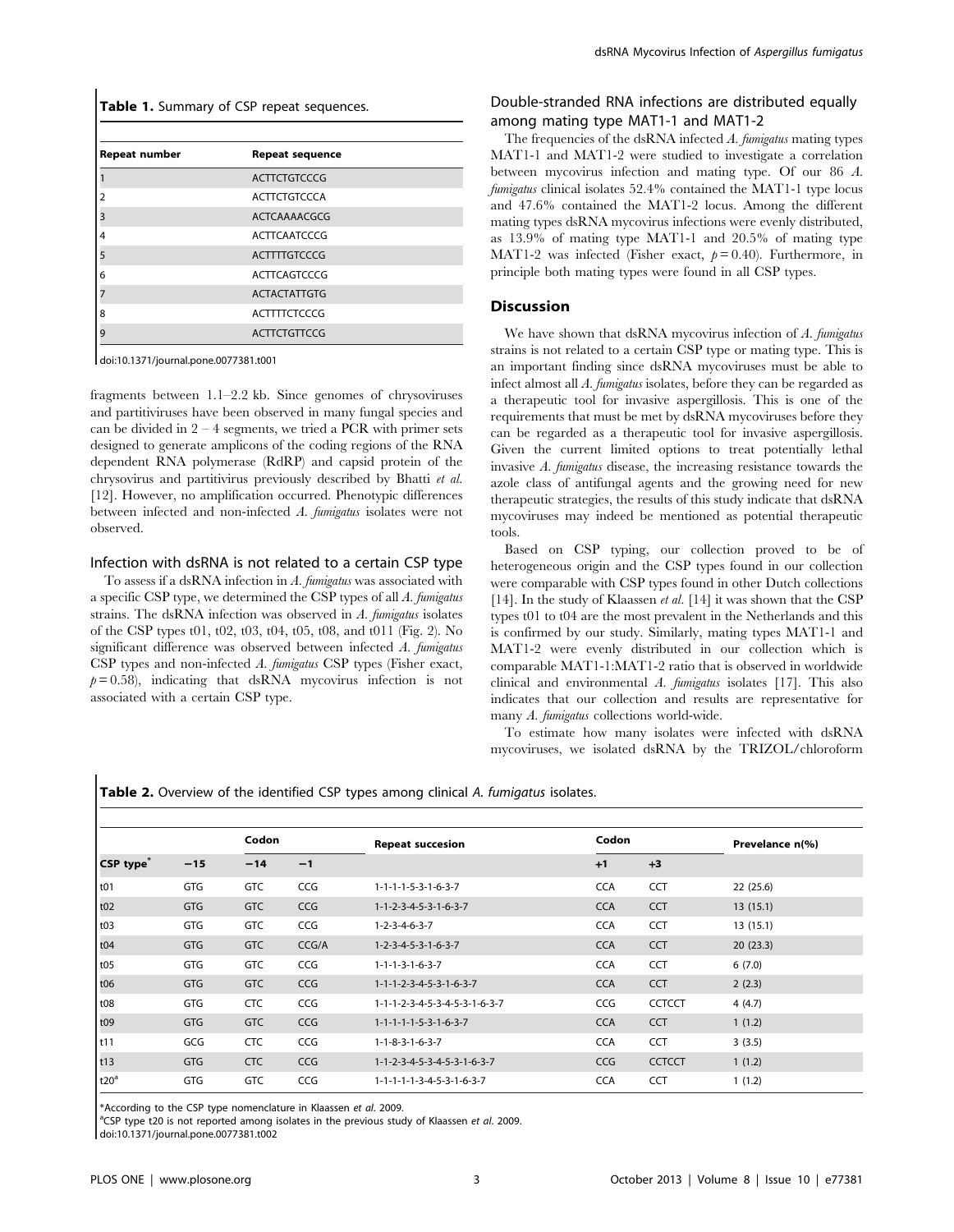**Table 1.** Summary of CSP repeat sequences.

| Repeat number | Repeat sequence |
| --- | --- |
| 1 | ACTTCTGTCCCG |
| 2 | ACTTCTGTCCCA |
| 3 | ACTCAAAACGCG |
| 4 | ACTTCAATCCCG |
| 5 | ACTTTTGTCCCG |
| 6 | ACTTCAGTCCCG |
| 7 | ACTACTATTGTG |
| 8 | ACTTTTCTCCCG |
| 9 | ACTTCTGTTCCG |

doi:10.1371/journal.pone.0077381.t001

fragments between 1.1–2.2 kb. Since genomes of chrysoviruses and partitiviruses have been observed in many fungal species and can be divided in 2 – 4 segments, we tried a PCR with primer sets designed to generate amplicons of the coding regions of the RNA dependent RNA polymerase (RdRP) and capsid protein of the chrysovirus and partitivirus previously described by Bhatti *et al.* [12]. However, no amplification occurred. Phenotypic differences between infected and non-infected *A. fumigatus* isolates were not observed.

### Infection with dsRNA is not related to a certain CSP type

To assess if a dsRNA infection in *A. fumigatus* was associated with a specific CSP type, we determined the CSP types of all *A. fumigatus* strains. The dsRNA infection was observed in *A. fumigatus* isolates of the CSP types t01, t02, t03, t04, t05, t08, and t011 (Fig. 2). No significant difference was observed between infected *A. fumigatus* CSP types and non-infected *A. fumigatus* CSP types (Fisher exact, $p = 0.58$), indicating that dsRNA mycovirus infection is not associated with a certain CSP type.

### Double-stranded RNA infections are distributed equally among mating type MAT1-1 and MAT1-2

The frequencies of the dsRNA infected *A. fumigatus* mating types MAT1-1 and MAT1-2 were studied to investigate a correlation between mycovirus infection and mating type. Of our 86 *A. fumigatus* clinical isolates 52.4% contained the MAT1-1 type locus and 47.6% contained the MAT1-2 locus. Among the different mating types dsRNA mycovirus infections were evenly distributed, as 13.9% of mating type MAT1-1 and 20.5% of mating type MAT1-2 was infected (Fisher exact, $p = 0.40$). Furthermore, in principle both mating types were found in all CSP types.

## Discussion

We have shown that dsRNA mycovirus infection of *A. fumigatus* strains is not related to a certain CSP type or mating type. This is an important finding since dsRNA mycoviruses must be able to infect almost all *A. fumigatus* isolates, before they can be regarded as a therapeutic tool for invasive aspergillosis. This is one of the requirements that must be met by dsRNA mycoviruses before they can be regarded as a therapeutic tool for invasive aspergillosis. Given the current limited options to treat potentially lethal invasive *A. fumigatus* disease, the increasing resistance towards the azole class of antifungal agents and the growing need for new therapeutic strategies, the results of this study indicate that dsRNA mycoviruses may indeed be mentioned as potential therapeutic tools.

Based on CSP typing, our collection proved to be of heterogeneous origin and the CSP types found in our collection were comparable with CSP types found in other Dutch collections [14]. In the study of Klaassen *et al.* [14] it was shown that the CSP types t01 to t04 are the most prevalent in the Netherlands and this is confirmed by our study. Similarly, mating types MAT1-1 and MAT1-2 were evenly distributed in our collection which is comparable MAT1-1:MAT1-2 ratio that is observed in worldwide clinical and environmental *A. fumigatus* isolates [17]. This also indicates that our collection and results are representative for many *A. fumigatus* collections world-wide.

To estimate how many isolates were infected with dsRNA mycoviruses, we isolated dsRNA by the TRIZOL/chloroform

**Table 2.** Overview of the identified CSP types among clinical *A. fumigatus* isolates.

| | Codon | | | Repeat succesion | Codon | | Prevelance n(%) |
| --- | --- | --- | --- | --- | --- | --- | --- |
| CSP type* | −15 | −14 | −1 | | +1 | +3 | |
| t01 | GTG | GTC | CCG | 1-1-1-1-5-3-1-6-3-7 | CCA | CCT | 22 (25.6) |
| t02 | GTG | GTC | CCG | 1-1-2-3-4-5-3-1-6-3-7 | CCA | CCT | 13 (15.1) |
| t03 | GTG | GTC | CCG | 1-2-3-4-6-3-7 | CCA | CCT | 13 (15.1) |
| t04 | GTG | GTC | CCG/A | 1-2-3-4-5-3-1-6-3-7 | CCA | CCT | 20 (23.3) |
| t05 | GTG | GTC | CCG | 1-1-1-3-1-6-3-7 | CCA | CCT | 6 (7.0) |
| t06 | GTG | GTC | CCG | 1-1-1-2-3-4-5-3-1-6-3-7 | CCA | CCT | 2 (2.3) |
| t08 | GTG | CTC | CCG | 1-1-1-2-3-4-5-3-4-5-3-1-6-3-7 | CCG | CCTCCT | 4 (4.7) |
| t09 | GTG | GTC | CCG | 1-1-1-1-1-5-3-1-6-3-7 | CCA | CCT | 1 (1.2) |
| t11 | GCG | CTC | CCG | 1-1-8-3-1-6-3-7 | CCA | CCT | 3 (3.5) |
| t13 | GTG | CTC | CCG | 1-1-2-3-4-5-3-4-5-3-1-6-3-7 | CCG | CCTCCT | 1 (1.2) |
| t20[a] | GTG | GTC | CCG | 1-1-1-1-1-3-4-5-3-1-6-3-7 | CCA | CCT | 1 (1.2) |

*According to the CSP type nomenclature in Klaassen et al. 2009.

[a]CSP type t20 is not reported among isolates in the previous study of Klaassen et al. 2009.

doi:10.1371/journal.pone.0077381.t002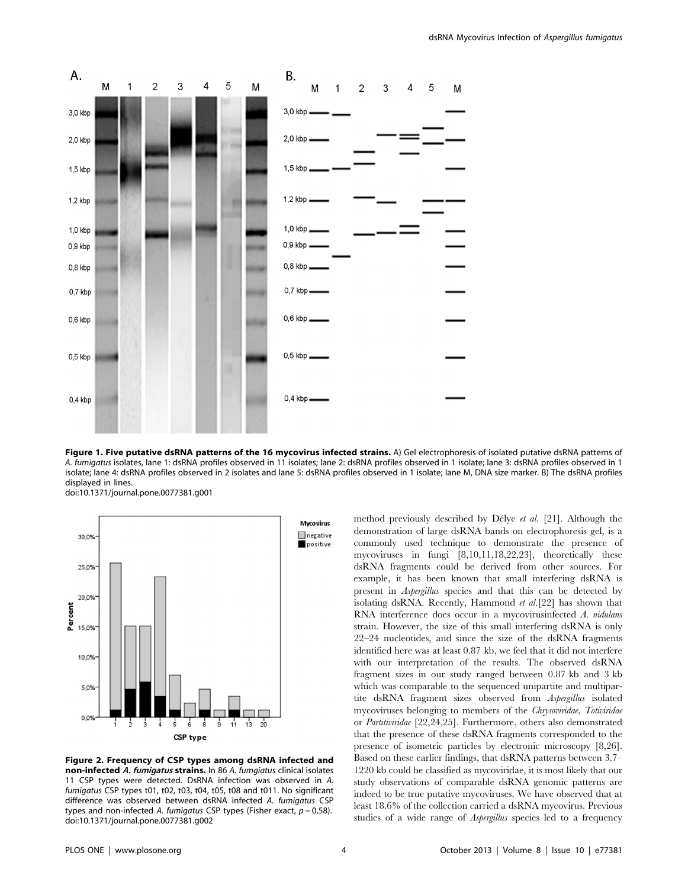**Figure 1. Five putative dsRNA patterns of the 16 mycovirus infected strains.** A) Gel electrophoresis of isolated putative dsRNA patterns of *A. fumigatus* isolates, lane 1: dsRNA profiles observed in 11 isolates; lane 2: dsRNA profiles observed in 1 isolate; lane 3: dsRNA profiles observed in 1 isolate; lane 4: dsRNA profiles observed in 2 isolates and lane 5: dsRNA profiles observed in 1 isolate; lane M, DNA size marker. B) The dsRNA profiles displayed in lines.
doi:10.1371/journal.pone.0077381.g001

**Figure 2. Frequency of CSP types among dsRNA infected and non-infected *A. fumigatus* strains.** In 86 *A. fumgiatus* clinical isolates 11 CSP types were detected. DsRNA infection was observed in *A. fumigatus* CSP types t01, t02, t03, t04, t05, t08 and t011. No significant difference was observed between dsRNA infected *A. fumigatus* CSP types and non-infected *A. fumigatus* CSP types (Fisher exact, $p = 0,58$).
doi:10.1371/journal.pone.0077381.g002

method previously described by Délye *et al.* [21]. Although the demonstration of large dsRNA bands on electrophoresis gel, is a commonly used technique to demonstrate the presence of mycoviruses in fungi [8,10,11,18,22,23], theoretically these dsRNA fragments could be derived from other sources. For example, it has been known that small interfering dsRNA is present in *Aspergillus* species and that this can be detected by isolating dsRNA. Recently, Hammond *et al.*[22] has shown that RNA interference does occur in a mycovirusinfected *A. nidulans* strain. However, the size of this small interfering dsRNA is only 22–24 nucleotides, and since the size of the dsRNA fragments identified here was at least 0.87 kb, we feel that it did not interfere with our interpretation of the results. The observed dsRNA fragment sizes in our study ranged between 0.87 kb and 3 kb which was comparable to the sequenced unipartite and multipartite dsRNA fragment sizes observed from *Aspergillus* isolated mycoviruses belonging to members of the *Chrysoviridae*, *Totiviridae* or *Partitiviridae* [22,24,25]. Furthermore, others also demonstrated that the presence of these dsRNA fragments corresponded to the presence of isometric particles by electronic microscopy [8,26]. Based on these earlier findings, that dsRNA patterns between 3.7–1220 kb could be classified as mycoviridae, it is most likely that our study observations of comparable dsRNA genomic patterns are indeed to be true putative mycoviruses. We have observed that at least 18.6% of the collection carried a dsRNA mycovirus. Previous studies of a wide range of *Aspergillus* species led to a frequency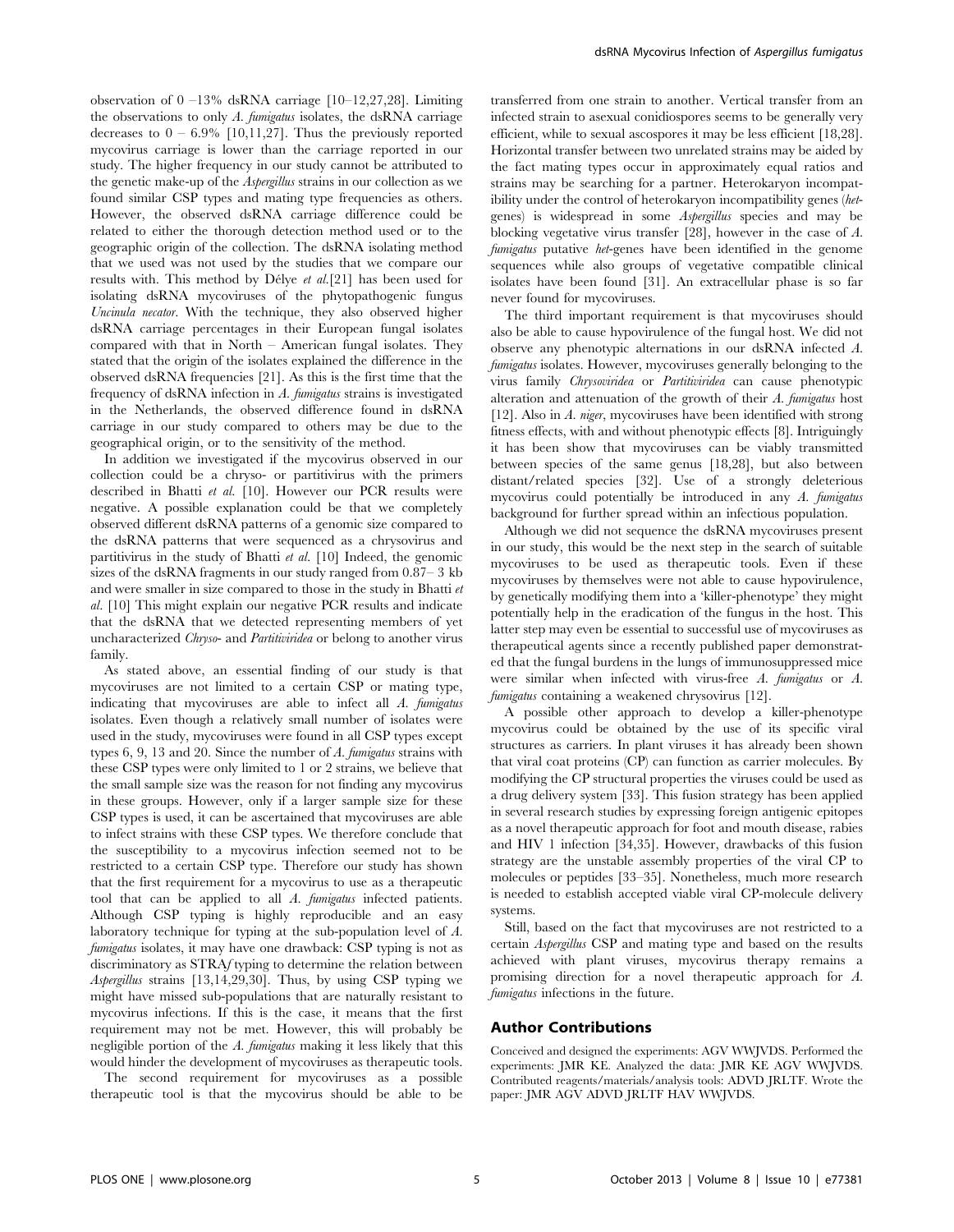observation of 0 –13% dsRNA carriage [10–12,27,28]. Limiting the observations to only *A. fumigatus* isolates, the dsRNA carriage decreases to 0 – 6.9% [10,11,27]. Thus the previously reported mycovirus carriage is lower than the carriage reported in our study. The higher frequency in our study cannot be attributed to the genetic make-up of the *Aspergillus* strains in our collection as we found similar CSP types and mating type frequencies as others. However, the observed dsRNA carriage difference could be related to either the thorough detection method used or to the geographic origin of the collection. The dsRNA isolating method that we used was not used by the studies that we compare our results with. This method by Délye *et al.*[21] has been used for isolating dsRNA mycoviruses of the phytopathogenic fungus *Uncinula necator*. With the technique, they also observed higher dsRNA carriage percentages in their European fungal isolates compared with that in North – American fungal isolates. They stated that the origin of the isolates explained the difference in the observed dsRNA frequencies [21]. As this is the first time that the frequency of dsRNA infection in *A. fumigatus* strains is investigated in the Netherlands, the observed difference found in dsRNA carriage in our study compared to others may be due to the geographical origin, or to the sensitivity of the method.

In addition we investigated if the mycovirus observed in our collection could be a chryso- or partitivirus with the primers described in Bhatti *et al.* [10]. However our PCR results were negative. A possible explanation could be that we completely observed different dsRNA patterns of a genomic size compared to the dsRNA patterns that were sequenced as a chrysovirus and partitivirus in the study of Bhatti *et al.* [10] Indeed, the genomic sizes of the dsRNA fragments in our study ranged from 0.87– 3 kb and were smaller in size compared to those in the study in Bhatti *et al.* [10] This might explain our negative PCR results and indicate that the dsRNA that we detected representing members of yet uncharacterized *Chryso-* and *Partitiviridea* or belong to another virus family.

As stated above, an essential finding of our study is that mycoviruses are not limited to a certain CSP or mating type, indicating that mycoviruses are able to infect all *A. fumigatus* isolates. Even though a relatively small number of isolates were used in the study, mycoviruses were found in all CSP types except types 6, 9, 13 and 20. Since the number of *A. fumigatus* strains with these CSP types were only limited to 1 or 2 strains, we believe that the small sample size was the reason for not finding any mycovirus in these groups. However, only if a larger sample size for these CSP types is used, it can be ascertained that mycoviruses are able to infect strains with these CSP types. We therefore conclude that the susceptibility to a mycovirus infection seemed not to be restricted to a certain CSP type. Therefore our study has shown that the first requirement for a mycovirus to use as a therapeutic tool that can be applied to all *A. fumigatus* infected patients. Although CSP typing is highly reproducible and an easy laboratory technique for typing at the sub-population level of *A. fumigatus* isolates, it may have one drawback: CSP typing is not as discriminatory as STR*Af* typing to determine the relation between *Aspergillus* strains [13,14,29,30]. Thus, by using CSP typing we might have missed sub-populations that are naturally resistant to mycovirus infections. If this is the case, it means that the first requirement may not be met. However, this will probably be negligible portion of the *A. fumigatus* making it less likely that this would hinder the development of mycoviruses as therapeutic tools.

The second requirement for mycoviruses as a possible therapeutic tool is that the mycovirus should be able to be transferred from one strain to another. Vertical transfer from an infected strain to asexual conidiospores seems to be generally very efficient, while to sexual ascospores it may be less efficient [18,28]. Horizontal transfer between two unrelated strains may be aided by the fact mating types occur in approximately equal ratios and strains may be searching for a partner. Heterokaryon incompatibility under the control of heterokaryon incompatibility genes (*het*-genes) is widespread in some *Aspergillus* species and may be blocking vegetative virus transfer [28], however in the case of *A. fumigatus* putative *het*-genes have been identified in the genome sequences while also groups of vegetative compatible clinical isolates have been found [31]. An extracellular phase is so far never found for mycoviruses.

The third important requirement is that mycoviruses should also be able to cause hypovirulence of the fungal host. We did not observe any phenotypic alternations in our dsRNA infected *A. fumigatus* isolates. However, mycoviruses generally belonging to the virus family *Chrysoviridea* or *Partitiviridea* can cause phenotypic alteration and attenuation of the growth of their *A. fumigatus* host [12]. Also in *A. niger*, mycoviruses have been identified with strong fitness effects, with and without phenotypic effects [8]. Intriguingly it has been show that mycoviruses can be viably transmitted between species of the same genus [18,28], but also between distant/related species [32]. Use of a strongly deleterious mycovirus could potentially be introduced in any *A. fumigatus* background for further spread within an infectious population.

Although we did not sequence the dsRNA mycoviruses present in our study, this would be the next step in the search of suitable mycoviruses to be used as therapeutic tools. Even if these mycoviruses by themselves were not able to cause hypovirulence, by genetically modifying them into a 'killer-phenotype' they might potentially help in the eradication of the fungus in the host. This latter step may even be essential to successful use of mycoviruses as therapeutical agents since a recently published paper demonstrated that the fungal burdens in the lungs of immunosuppressed mice were similar when infected with virus-free *A. fumigatus* or *A. fumigatus* containing a weakened chrysovirus [12].

A possible other approach to develop a killer-phenotype mycovirus could be obtained by the use of its specific viral structures as carriers. In plant viruses it has already been shown that viral coat proteins (CP) can function as carrier molecules. By modifying the CP structural properties the viruses could be used as a drug delivery system [33]. This fusion strategy has been applied in several research studies by expressing foreign antigenic epitopes as a novel therapeutic approach for foot and mouth disease, rabies and HIV 1 infection [34,35]. However, drawbacks of this fusion strategy are the unstable assembly properties of the viral CP to molecules or peptides [33–35]. Nonetheless, much more research is needed to establish accepted viable viral CP-molecule delivery systems.

Still, based on the fact that mycoviruses are not restricted to a certain *Aspergillus* CSP and mating type and based on the results achieved with plant viruses, mycovirus therapy remains a promising direction for a novel therapeutic approach for *A. fumigatus* infections in the future.

## Author Contributions

Conceived and designed the experiments: AGV WWJVDS. Performed the experiments: JMR KE. Analyzed the data: JMR KE AGV WWJVDS. Contributed reagents/materials/analysis tools: ADVD JRLTF. Wrote the paper: JMR AGV ADVD JRLTF HAV WWJVDS.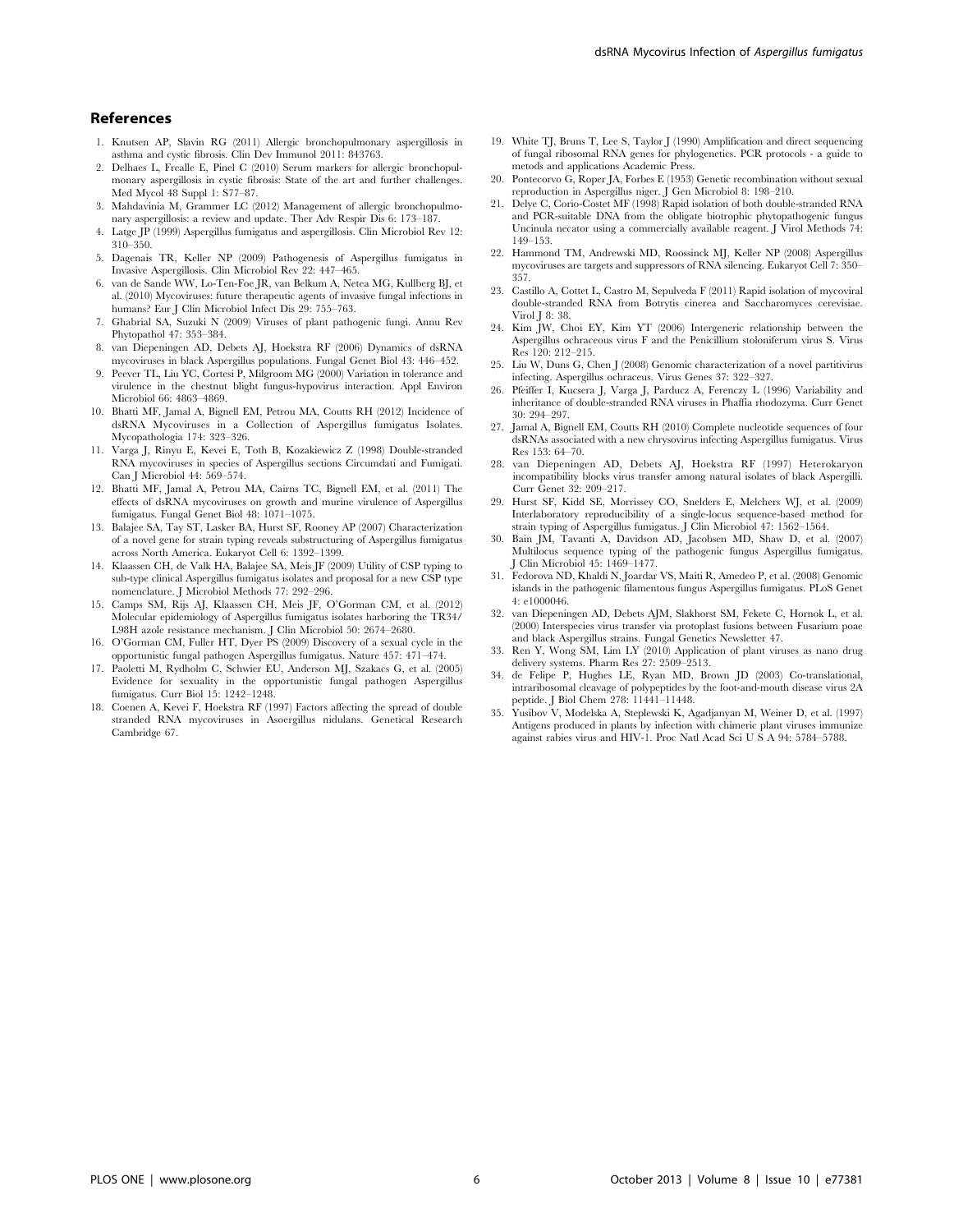## References

1. Knutsen AP, Slavin RG (2011) Allergic bronchopulmonary aspergillosis in asthma and cystic fibrosis. Clin Dev Immunol 2011: 843763.
2. Delhaes L, Frealle E, Pinel C (2010) Serum markers for allergic bronchopulmonary aspergillosis in cystic fibrosis: State of the art and further challenges. Med Mycol 48 Suppl 1: S77–87.
3. Mahdavinia M, Grammer LC (2012) Management of allergic bronchopulmonary aspergillosis: a review and update. Ther Adv Respir Dis 6: 173–187.
4. Latge JP (1999) Aspergillus fumigatus and aspergillosis. Clin Microbiol Rev 12: 310–350.
5. Dagenais TR, Keller NP (2009) Pathogenesis of Aspergillus fumigatus in Invasive Aspergillosis. Clin Microbiol Rev 22: 447–465.
6. van de Sande WW, Lo-Ten-Foe JR, van Belkum A, Netea MG, Kullberg BJ, et al. (2010) Mycoviruses: future therapeutic agents of invasive fungal infections in humans? Eur J Clin Microbiol Infect Dis 29: 755–763.
7. Ghabrial SA, Suzuki N (2009) Viruses of plant pathogenic fungi. Annu Rev Phytopathol 47: 353–384.
8. van Diepeningen AD, Debets AJ, Hoekstra RF (2006) Dynamics of dsRNA mycoviruses in black Aspergillus populations. Fungal Genet Biol 43: 446–452.
9. Peever TL, Liu YC, Cortesi P, Milgroom MG (2000) Variation in tolerance and virulence in the chestnut blight fungus-hypovirus interaction. Appl Environ Microbiol 66: 4863–4869.
10. Bhatti MF, Jamal A, Bignell EM, Petrou MA, Coutts RH (2012) Incidence of dsRNA Mycoviruses in a Collection of Aspergillus fumigatus Isolates. Mycopathologia 174: 323–326.
11. Varga J, Rinyu E, Kevei E, Toth B, Kozakiewicz Z (1998) Double-stranded RNA mycoviruses in species of Aspergillus sections Circumdati and Fumigati. Can J Microbiol 44: 569–574.
12. Bhatti MF, Jamal A, Petrou MA, Cairns TC, Bignell EM, et al. (2011) The effects of dsRNA mycoviruses on growth and murine virulence of Aspergillus fumigatus. Fungal Genet Biol 48: 1071–1075.
13. Balajee SA, Tay ST, Lasker BA, Hurst SF, Rooney AP (2007) Characterization of a novel gene for strain typing reveals substructuring of Aspergillus fumigatus across North America. Eukaryot Cell 6: 1392–1399.
14. Klaassen CH, de Valk HA, Balajee SA, Meis JF (2009) Utility of CSP typing to sub-type clinical Aspergillus fumigatus isolates and proposal for a new CSP type nomenclature. J Microbiol Methods 77: 292–296.
15. Camps SM, Rijs AJ, Klaassen CH, Meis JF, O'Gorman CM, et al. (2012) Molecular epidemiology of Aspergillus fumigatus isolates harboring the TR34/L98H azole resistance mechanism. J Clin Microbiol 50: 2674–2680.
16. O'Gorman CM, Fuller HT, Dyer PS (2009) Discovery of a sexual cycle in the opportunistic fungal pathogen Aspergillus fumigatus. Nature 457: 471–474.
17. Paoletti M, Rydholm C, Schwier EU, Anderson MJ, Szakacs G, et al. (2005) Evidence for sexuality in the opportunistic fungal pathogen Aspergillus fumigatus. Curr Biol 15: 1242–1248.
18. Coenen A, Kevei F, Hoekstra RF (1997) Factors affecting the spread of double stranded RNA mycoviruses in Asoergillus nidulans. Genetical Research Cambridge 67.
19. White TJ, Bruns T, Lee S, Taylor J (1990) Amplification and direct sequencing of fungal ribosomal RNA genes for phylogenetics. PCR protocols - a guide to metods and applications Academic Press.
20. Pontecorvo G, Roper JA, Forbes E (1953) Genetic recombination without sexual reproduction in Aspergillus niger. J Gen Microbiol 8: 198–210.
21. Delye C, Corio-Costet MF (1998) Rapid isolation of both double-stranded RNA and PCR-suitable DNA from the obligate biotrophic phytopathogenic fungus Uncinula necator using a commercially available reagent. J Virol Methods 74: 149–153.
22. Hammond TM, Andrewski MD, Roossinck MJ, Keller NP (2008) Aspergillus mycoviruses are targets and suppressors of RNA silencing. Eukaryot Cell 7: 350–357.
23. Castillo A, Cottet L, Castro M, Sepulveda F (2011) Rapid isolation of mycoviral double-stranded RNA from Botrytis cinerea and Saccharomyces cerevisiae. Virol J 8: 38.
24. Kim JW, Choi EY, Kim YT (2006) Intergeneric relationship between the Aspergillus ochraceous virus F and the Penicillium stoloniferum virus S. Virus Res 120: 212–215.
25. Liu W, Duns G, Chen J (2008) Genomic characterization of a novel partitivirus infecting. Aspergillus ochraceus. Virus Genes 37: 322–327.
26. Pfeiffer I, Kucsera J, Varga J, Parducz A, Ferenczy L (1996) Variability and inheritance of double-stranded RNA viruses in Phaffia rhodozyma. Curr Genet 30: 294–297.
27. Jamal A, Bignell EM, Coutts RH (2010) Complete nucleotide sequences of four dsRNAs associated with a new chrysovirus infecting Aspergillus fumigatus. Virus Res 153: 64–70.
28. van Diepeningen AD, Debets AJ, Hoekstra RF (1997) Heterokaryon incompatibility blocks virus transfer among natural isolates of black Aspergilli. Curr Genet 32: 209–217.
29. Hurst SF, Kidd SE, Morrissey CO, Snelders E, Melchers WJ, et al. (2009) Interlaboratory reproducibility of a single-locus sequence-based method for strain typing of Aspergillus fumigatus. J Clin Microbiol 47: 1562–1564.
30. Bain JM, Tavanti A, Davidson AD, Jacobsen MD, Shaw D, et al. (2007) Multilocus sequence typing of the pathogenic fungus Aspergillus fumigatus. J Clin Microbiol 45: 1469–1477.
31. Fedorova ND, Khaldi N, Joardar VS, Maiti R, Amedeo P, et al. (2008) Genomic islands in the pathogenic filamentous fungus Aspergillus fumigatus. PLoS Genet 4: e1000046.
32. van Diepeningen AD, Debets AJM, Slakhorst SM, Fekete C, Hornok L, et al. (2000) Interspecies virus transfer via protoplast fusions between Fusarium poae and black Aspergillus strains. Fungal Genetics Newsletter 47.
33. Ren Y, Wong SM, Lim LY (2010) Application of plant viruses as nano drug delivery systems. Pharm Res 27: 2509–2513.
34. de Felipe P, Hughes LE, Ryan MD, Brown JD (2003) Co-translational, intraribosomal cleavage of polypeptides by the foot-and-mouth disease virus 2A peptide. J Biol Chem 278: 11441–11448.
35. Yusibov V, Modelska A, Steplewski K, Agadjanyan M, Weiner D, et al. (1997) Antigens produced in plants by infection with chimeric plant viruses immunize against rabies virus and HIV-1. Proc Natl Acad Sci U S A 94: 5784–5788.